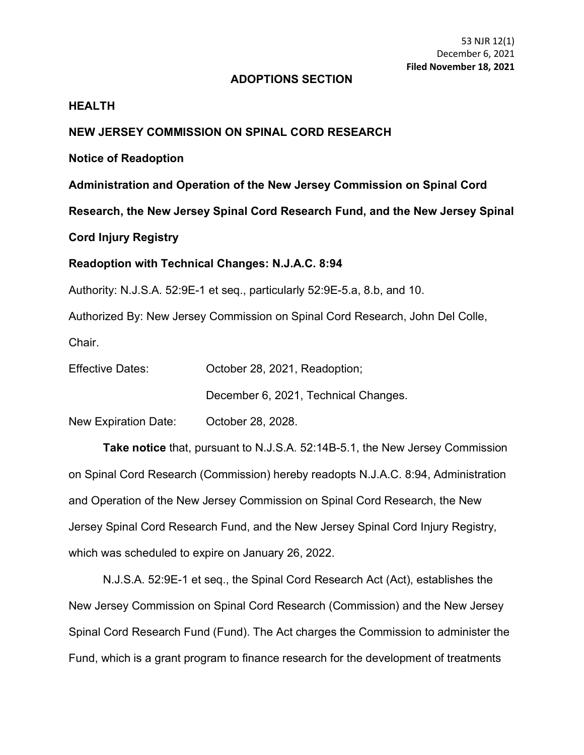53 NJR 12(1)
December 6, 2021
**Filed November 18, 2021**

## ADOPTIONS SECTION

**HEALTH**

**NEW JERSEY COMMISSION ON SPINAL CORD RESEARCH**

**Notice of Readoption**

**Administration and Operation of the New Jersey Commission on Spinal Cord Research, the New Jersey Spinal Cord Research Fund, and the New Jersey Spinal Cord Injury Registry**

**Readoption with Technical Changes: N.J.A.C. 8:94**

Authority: N.J.S.A. 52:9E-1 et seq., particularly 52:9E-5.a, 8.b, and 10.

Authorized By: New Jersey Commission on Spinal Cord Research, John Del Colle, Chair.

Effective Dates: October 28, 2021, Readoption;

December 6, 2021, Technical Changes.

New Expiration Date: October 28, 2028.

**Take notice** that, pursuant to N.J.S.A. 52:14B-5.1, the New Jersey Commission on Spinal Cord Research (Commission) hereby readopts N.J.A.C. 8:94, Administration and Operation of the New Jersey Commission on Spinal Cord Research, the New Jersey Spinal Cord Research Fund, and the New Jersey Spinal Cord Injury Registry, which was scheduled to expire on January 26, 2022.

N.J.S.A. 52:9E-1 et seq., the Spinal Cord Research Act (Act), establishes the New Jersey Commission on Spinal Cord Research (Commission) and the New Jersey Spinal Cord Research Fund (Fund). The Act charges the Commission to administer the Fund, which is a grant program to finance research for the development of treatments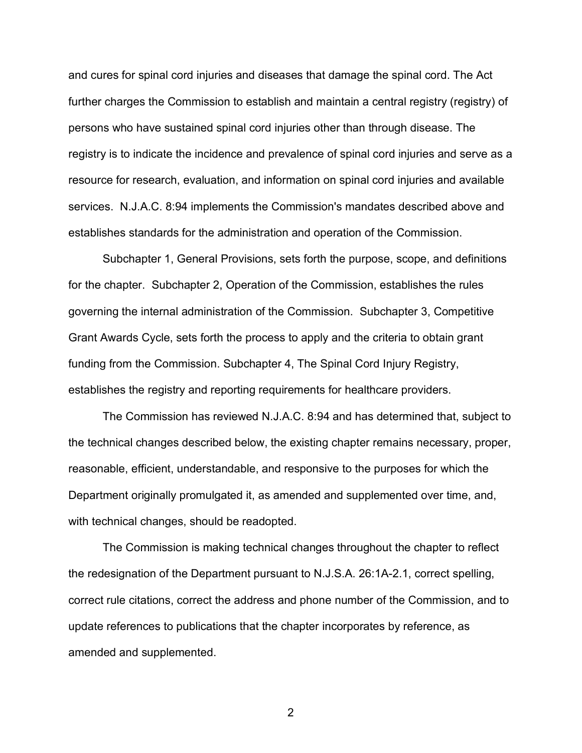and cures for spinal cord injuries and diseases that damage the spinal cord. The Act further charges the Commission to establish and maintain a central registry (registry) of persons who have sustained spinal cord injuries other than through disease. The registry is to indicate the incidence and prevalence of spinal cord injuries and serve as a resource for research, evaluation, and information on spinal cord injuries and available services. N.J.A.C. 8:94 implements the Commission's mandates described above and establishes standards for the administration and operation of the Commission.

Subchapter 1, General Provisions, sets forth the purpose, scope, and definitions for the chapter. Subchapter 2, Operation of the Commission, establishes the rules governing the internal administration of the Commission. Subchapter 3, Competitive Grant Awards Cycle, sets forth the process to apply and the criteria to obtain grant funding from the Commission. Subchapter 4, The Spinal Cord Injury Registry, establishes the registry and reporting requirements for healthcare providers.

The Commission has reviewed N.J.A.C. 8:94 and has determined that, subject to the technical changes described below, the existing chapter remains necessary, proper, reasonable, efficient, understandable, and responsive to the purposes for which the Department originally promulgated it, as amended and supplemented over time, and, with technical changes, should be readopted.

The Commission is making technical changes throughout the chapter to reflect the redesignation of the Department pursuant to N.J.S.A. 26:1A-2.1, correct spelling, correct rule citations, correct the address and phone number of the Commission, and to update references to publications that the chapter incorporates by reference, as amended and supplemented.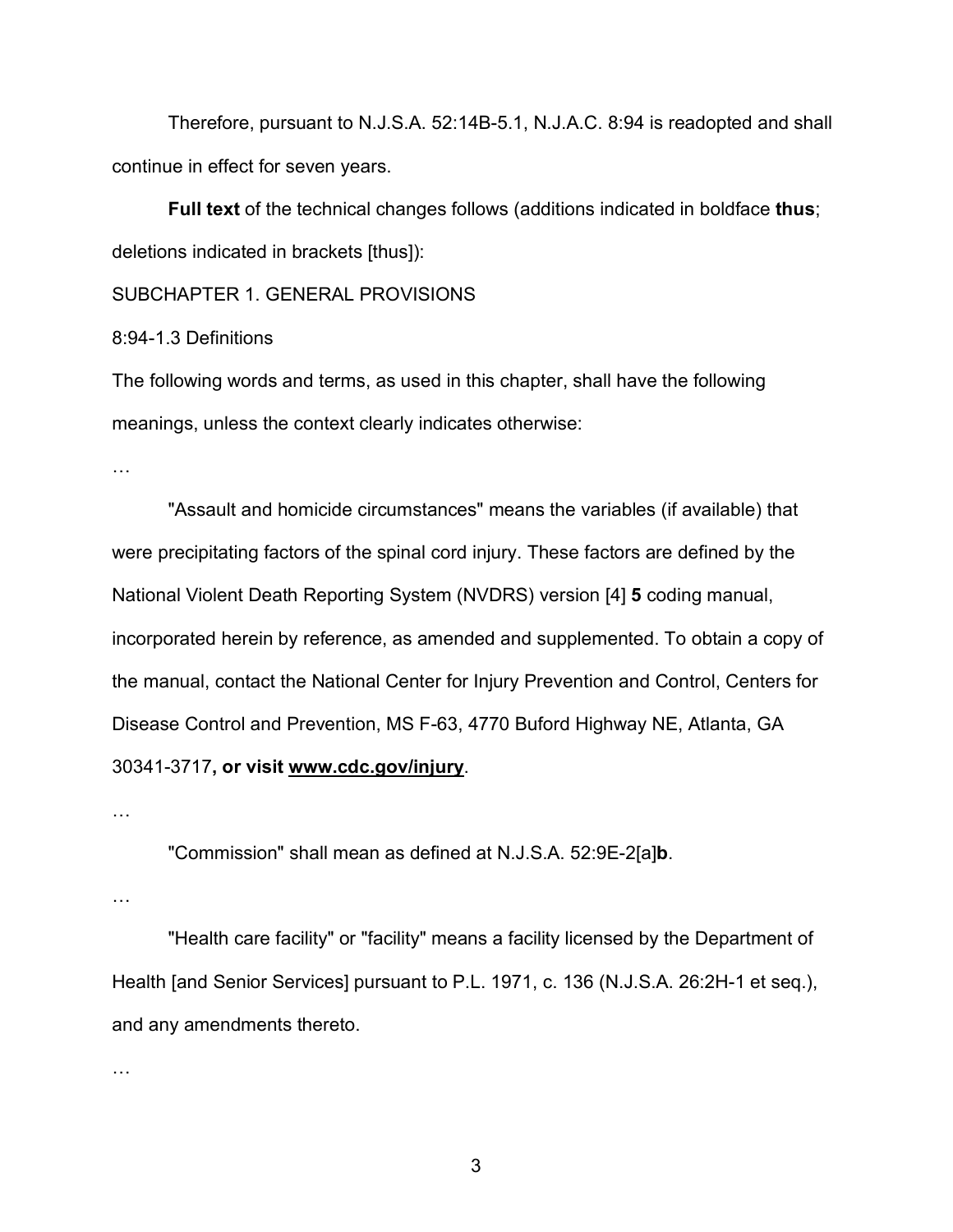Therefore, pursuant to N.J.S.A. 52:14B-5.1, N.J.A.C. 8:94 is readopted and shall continue in effect for seven years.

**Full text** of the technical changes follows (additions indicated in boldface **thus**; deletions indicated in brackets [thus]):

SUBCHAPTER 1. GENERAL PROVISIONS

8:94-1.3 Definitions

The following words and terms, as used in this chapter, shall have the following meanings, unless the context clearly indicates otherwise:

…

"Assault and homicide circumstances" means the variables (if available) that were precipitating factors of the spinal cord injury. These factors are defined by the National Violent Death Reporting System (NVDRS) version [4] **5** coding manual, incorporated herein by reference, as amended and supplemented. To obtain a copy of the manual, contact the National Center for Injury Prevention and Control, Centers for Disease Control and Prevention, MS F-63, 4770 Buford Highway NE, Atlanta, GA 30341-3717**, or visit www.cdc.gov/injury**.

…

"Commission" shall mean as defined at N.J.S.A. 52:9E-2[a]**b**.

…

"Health care facility" or "facility" means a facility licensed by the Department of Health [and Senior Services] pursuant to P.L. 1971, c. 136 (N.J.S.A. 26:2H-1 et seq.), and any amendments thereto.

…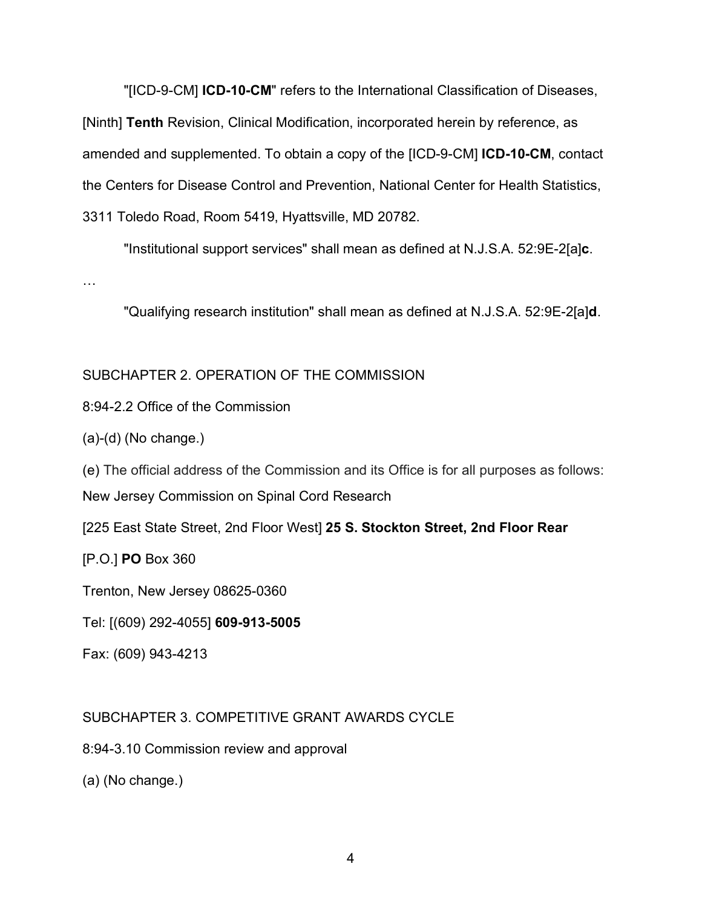"[ICD-9-CM] **ICD-10-CM**" refers to the International Classification of Diseases, [Ninth] **Tenth** Revision, Clinical Modification, incorporated herein by reference, as amended and supplemented. To obtain a copy of the [ICD-9-CM] **ICD-10-CM**, contact the Centers for Disease Control and Prevention, National Center for Health Statistics, 3311 Toledo Road, Room 5419, Hyattsville, MD 20782.

"Institutional support services" shall mean as defined at N.J.S.A. 52:9E-2[a]**c**.

…

"Qualifying research institution" shall mean as defined at N.J.S.A. 52:9E-2[a]**d**.

SUBCHAPTER 2. OPERATION OF THE COMMISSION

8:94-2.2 Office of the Commission

(a)-(d) (No change.)

(e) The official address of the Commission and its Office is for all purposes as follows:

New Jersey Commission on Spinal Cord Research

[225 East State Street, 2nd Floor West] **25 S. Stockton Street, 2nd Floor Rear**

[P.O.] **PO** Box 360

Trenton, New Jersey 08625-0360

Tel: [(609) 292-4055] **609-913-5005**

Fax: (609) 943-4213

SUBCHAPTER 3. COMPETITIVE GRANT AWARDS CYCLE

8:94-3.10 Commission review and approval

(a) (No change.)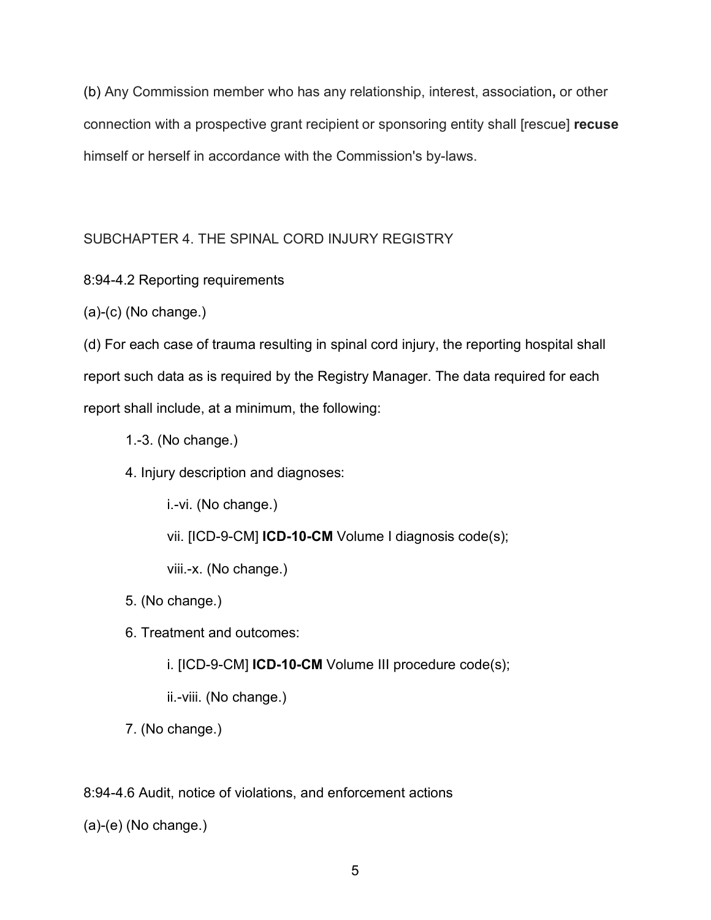(b) Any Commission member who has any relationship, interest, association**,** or other connection with a prospective grant recipient or sponsoring entity shall [rescue] **recuse** himself or herself in accordance with the Commission's by-laws.

SUBCHAPTER 4. THE SPINAL CORD INJURY REGISTRY

8:94-4.2 Reporting requirements

(a)-(c) (No change.)

(d) For each case of trauma resulting in spinal cord injury, the reporting hospital shall report such data as is required by the Registry Manager. The data required for each report shall include, at a minimum, the following:

1.-3. (No change.)

4. Injury description and diagnoses:

i.-vi. (No change.)

vii. [ICD-9-CM] **ICD-10-CM** Volume I diagnosis code(s);

viii.-x. (No change.)

5. (No change.)

6. Treatment and outcomes:

i. [ICD-9-CM] **ICD-10-CM** Volume III procedure code(s);

ii.-viii. (No change.)

7. (No change.)

8:94-4.6 Audit, notice of violations, and enforcement actions

(a)-(e) (No change.)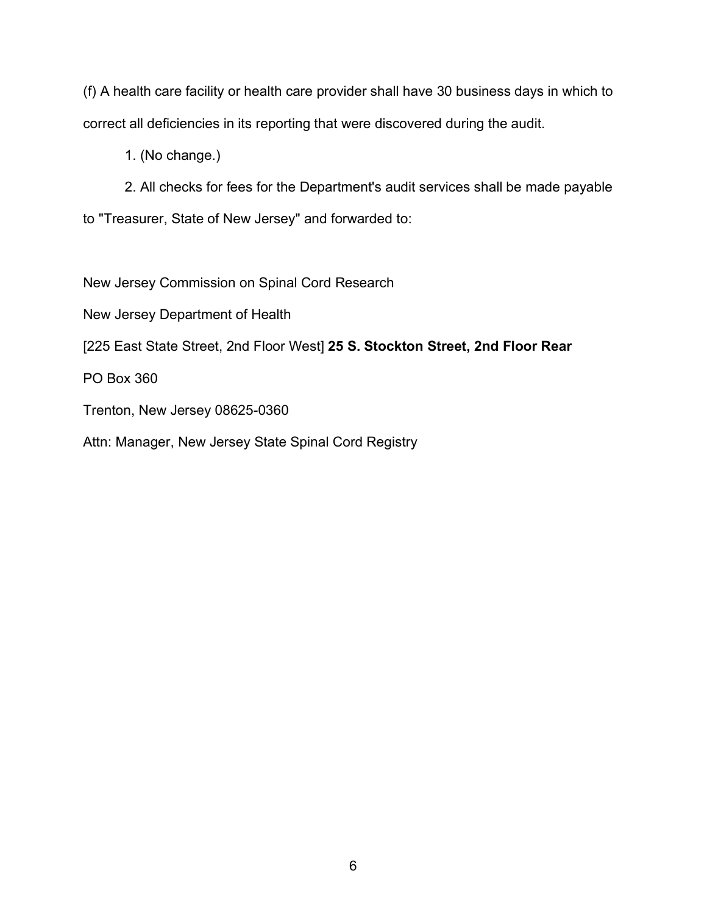(f) A health care facility or health care provider shall have 30 business days in which to correct all deficiencies in its reporting that were discovered during the audit.

1. (No change.)

2. All checks for fees for the Department's audit services shall be made payable to "Treasurer, State of New Jersey" and forwarded to:

New Jersey Commission on Spinal Cord Research

New Jersey Department of Health

[225 East State Street, 2nd Floor West] **25 S. Stockton Street, 2nd Floor Rear**

PO Box 360

Trenton, New Jersey 08625-0360

Attn: Manager, New Jersey State Spinal Cord Registry